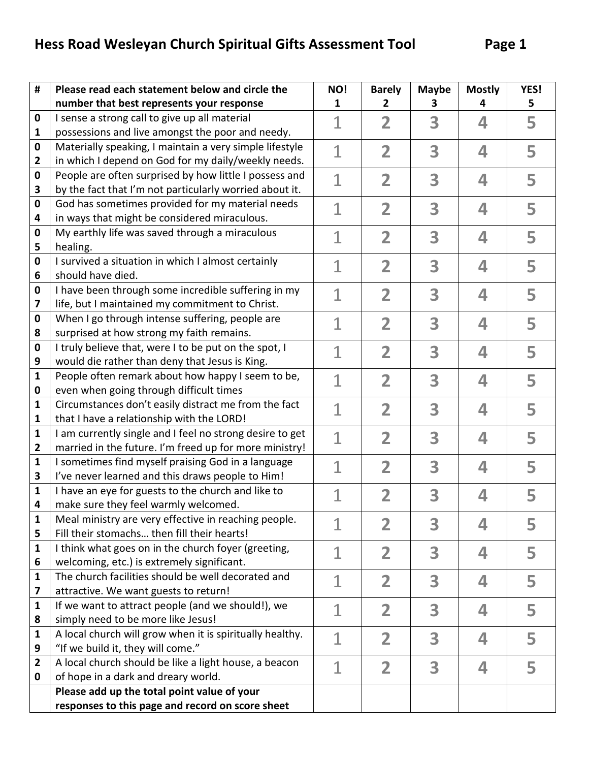# Hess Road Wesleyan Church Spiritual Gifts Assessment Tool

| # | Please read each statement below and circle the number that best represents your response | NO! 1 | Barely 2 | Maybe 3 | Mostly 4 | YES! 5 |
|---|---|---|---|---|---|---|
| 01 | I sense a strong call to give up all material possessions and live amongst the poor and needy. | 1 | 2 | 3 | 4 | 5 |
| 02 | Materially speaking, I maintain a very simple lifestyle in which I depend on God for my daily/weekly needs. | 1 | 2 | 3 | 4 | 5 |
| 03 | People are often surprised by how little I possess and by the fact that I'm not particularly worried about it. | 1 | 2 | 3 | 4 | 5 |
| 04 | God has sometimes provided for my material needs in ways that might be considered miraculous. | 1 | 2 | 3 | 4 | 5 |
| 05 | My earthly life was saved through a miraculous healing. | 1 | 2 | 3 | 4 | 5 |
| 06 | I survived a situation in which I almost certainly should have died. | 1 | 2 | 3 | 4 | 5 |
| 07 | I have been through some incredible suffering in my life, but I maintained my commitment to Christ. | 1 | 2 | 3 | 4 | 5 |
| 08 | When I go through intense suffering, people are surprised at how strong my faith remains. | 1 | 2 | 3 | 4 | 5 |
| 09 | I truly believe that, were I to be put on the spot, I would die rather than deny that Jesus is King. | 1 | 2 | 3 | 4 | 5 |
| 10 | People often remark about how happy I seem to be, even when going through difficult times | 1 | 2 | 3 | 4 | 5 |
| 11 | Circumstances don't easily distract me from the fact that I have a relationship with the LORD! | 1 | 2 | 3 | 4 | 5 |
| 12 | I am currently single and I feel no strong desire to get married in the future. I'm freed up for more ministry! | 1 | 2 | 3 | 4 | 5 |
| 13 | I sometimes find myself praising God in a language I've never learned and this draws people to Him! | 1 | 2 | 3 | 4 | 5 |
| 14 | I have an eye for guests to the church and like to make sure they feel warmly welcomed. | 1 | 2 | 3 | 4 | 5 |
| 15 | Meal ministry are very effective in reaching people. Fill their stomachs… then fill their hearts! | 1 | 2 | 3 | 4 | 5 |
| 16 | I think what goes on in the church foyer (greeting, welcoming, etc.) is extremely significant. | 1 | 2 | 3 | 4 | 5 |
| 17 | The church facilities should be well decorated and attractive. We want guests to return! | 1 | 2 | 3 | 4 | 5 |
| 18 | If we want to attract people (and we should!), we simply need to be more like Jesus! | 1 | 2 | 3 | 4 | 5 |
| 19 | A local church will grow when it is spiritually healthy. "If we build it, they will come." | 1 | 2 | 3 | 4 | 5 |
| 20 | A local church should be like a light house, a beacon of hope in a dark and dreary world. | 1 | 2 | 3 | 4 | 5 |
| | **Please add up the total point value of your responses to this page and record on score sheet** | | | | | |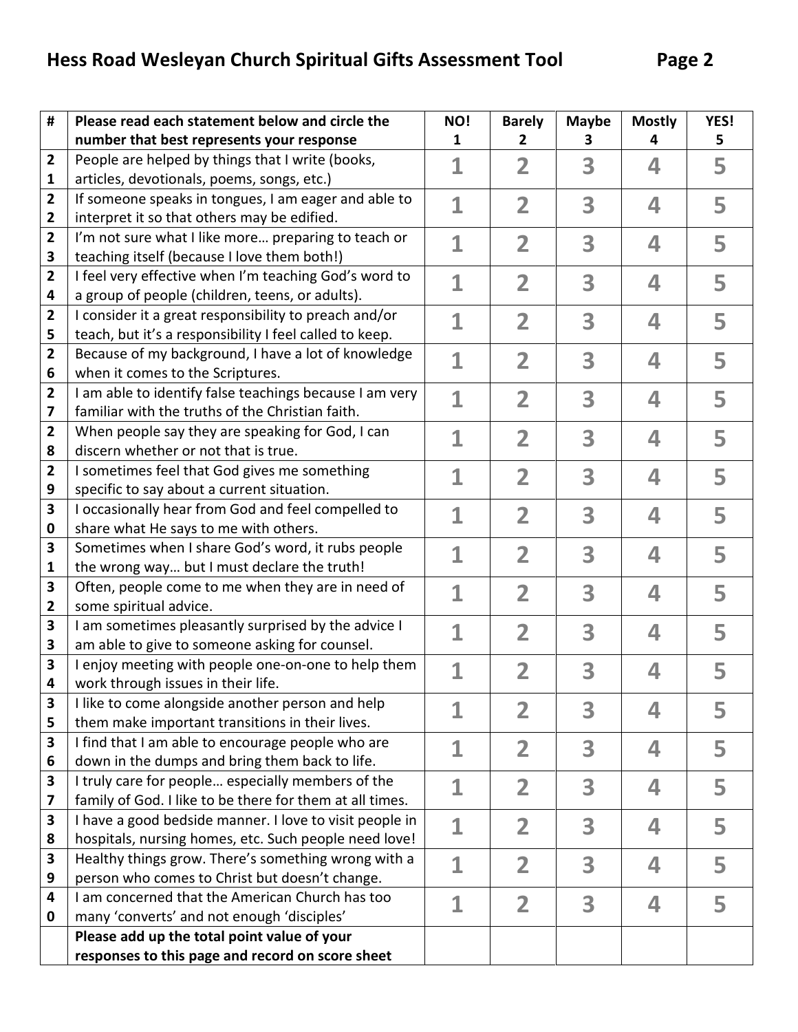# Hess Road Wesleyan Church Spiritual Gifts Assessment Tool

| # | Please read each statement below and circle the number that best represents your response | NO! 1 | Barely 2 | Maybe 3 | Mostly 4 | YES! 5 |
|---|---|---|---|---|---|---|
| 21 | People are helped by things that I write (books, articles, devotionals, poems, songs, etc.) | 1 | 2 | 3 | 4 | 5 |
| 22 | If someone speaks in tongues, I am eager and able to interpret it so that others may be edified. | 1 | 2 | 3 | 4 | 5 |
| 23 | I'm not sure what I like more… preparing to teach or teaching itself (because I love them both!) | 1 | 2 | 3 | 4 | 5 |
| 24 | I feel very effective when I'm teaching God's word to a group of people (children, teens, or adults). | 1 | 2 | 3 | 4 | 5 |
| 25 | I consider it a great responsibility to preach and/or teach, but it's a responsibility I feel called to keep. | 1 | 2 | 3 | 4 | 5 |
| 26 | Because of my background, I have a lot of knowledge when it comes to the Scriptures. | 1 | 2 | 3 | 4 | 5 |
| 27 | I am able to identify false teachings because I am very familiar with the truths of the Christian faith. | 1 | 2 | 3 | 4 | 5 |
| 28 | When people say they are speaking for God, I can discern whether or not that is true. | 1 | 2 | 3 | 4 | 5 |
| 29 | I sometimes feel that God gives me something specific to say about a current situation. | 1 | 2 | 3 | 4 | 5 |
| 30 | I occasionally hear from God and feel compelled to share what He says to me with others. | 1 | 2 | 3 | 4 | 5 |
| 31 | Sometimes when I share God's word, it rubs people the wrong way… but I must declare the truth! | 1 | 2 | 3 | 4 | 5 |
| 32 | Often, people come to me when they are in need of some spiritual advice. | 1 | 2 | 3 | 4 | 5 |
| 33 | I am sometimes pleasantly surprised by the advice I am able to give to someone asking for counsel. | 1 | 2 | 3 | 4 | 5 |
| 34 | I enjoy meeting with people one-on-one to help them work through issues in their life. | 1 | 2 | 3 | 4 | 5 |
| 35 | I like to come alongside another person and help them make important transitions in their lives. | 1 | 2 | 3 | 4 | 5 |
| 36 | I find that I am able to encourage people who are down in the dumps and bring them back to life. | 1 | 2 | 3 | 4 | 5 |
| 37 | I truly care for people… especially members of the family of God. I like to be there for them at all times. | 1 | 2 | 3 | 4 | 5 |
| 38 | I have a good bedside manner. I love to visit people in hospitals, nursing homes, etc. Such people need love! | 1 | 2 | 3 | 4 | 5 |
| 39 | Healthy things grow. There's something wrong with a person who comes to Christ but doesn't change. | 1 | 2 | 3 | 4 | 5 |
| 40 | I am concerned that the American Church has too many 'converts' and not enough 'disciples' | 1 | 2 | 3 | 4 | 5 |
| | **Please add up the total point value of your responses to this page and record on score sheet** | | | | | |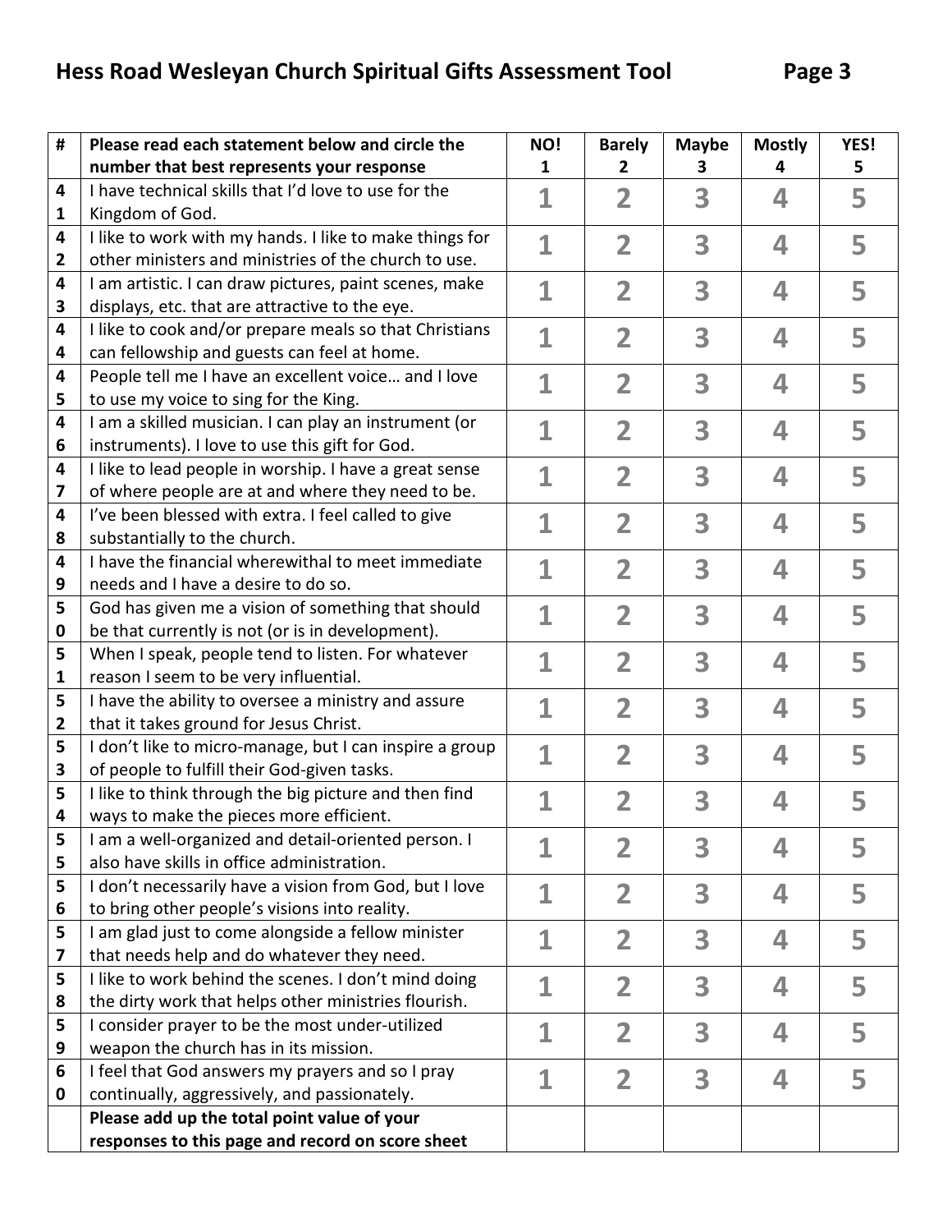## Hess Road Wesleyan Church Spiritual Gifts Assessment Tool

| # | Please read each statement below and circle the number that best represents your response | NO! 1 | Barely 2 | Maybe 3 | Mostly 4 | YES! 5 |
|---|---|---|---|---|---|---|
| 41 | I have technical skills that I'd love to use for the Kingdom of God. | 1 | 2 | 3 | 4 | 5 |
| 42 | I like to work with my hands. I like to make things for other ministers and ministries of the church to use. | 1 | 2 | 3 | 4 | 5 |
| 43 | I am artistic. I can draw pictures, paint scenes, make displays, etc. that are attractive to the eye. | 1 | 2 | 3 | 4 | 5 |
| 44 | I like to cook and/or prepare meals so that Christians can fellowship and guests can feel at home. | 1 | 2 | 3 | 4 | 5 |
| 45 | People tell me I have an excellent voice… and I love to use my voice to sing for the King. | 1 | 2 | 3 | 4 | 5 |
| 46 | I am a skilled musician. I can play an instrument (or instruments). I love to use this gift for God. | 1 | 2 | 3 | 4 | 5 |
| 47 | I like to lead people in worship. I have a great sense of where people are at and where they need to be. | 1 | 2 | 3 | 4 | 5 |
| 48 | I've been blessed with extra. I feel called to give substantially to the church. | 1 | 2 | 3 | 4 | 5 |
| 49 | I have the financial wherewithal to meet immediate needs and I have a desire to do so. | 1 | 2 | 3 | 4 | 5 |
| 50 | God has given me a vision of something that should be that currently is not (or is in development). | 1 | 2 | 3 | 4 | 5 |
| 51 | When I speak, people tend to listen. For whatever reason I seem to be very influential. | 1 | 2 | 3 | 4 | 5 |
| 52 | I have the ability to oversee a ministry and assure that it takes ground for Jesus Christ. | 1 | 2 | 3 | 4 | 5 |
| 53 | I don't like to micro-manage, but I can inspire a group of people to fulfill their God-given tasks. | 1 | 2 | 3 | 4 | 5 |
| 54 | I like to think through the big picture and then find ways to make the pieces more efficient. | 1 | 2 | 3 | 4 | 5 |
| 55 | I am a well-organized and detail-oriented person. I also have skills in office administration. | 1 | 2 | 3 | 4 | 5 |
| 56 | I don't necessarily have a vision from God, but I love to bring other people's visions into reality. | 1 | 2 | 3 | 4 | 5 |
| 57 | I am glad just to come alongside a fellow minister that needs help and do whatever they need. | 1 | 2 | 3 | 4 | 5 |
| 58 | I like to work behind the scenes. I don't mind doing the dirty work that helps other ministries flourish. | 1 | 2 | 3 | 4 | 5 |
| 59 | I consider prayer to be the most under-utilized weapon the church has in its mission. | 1 | 2 | 3 | 4 | 5 |
| 60 | I feel that God answers my prayers and so I pray continually, aggressively, and passionately. | 1 | 2 | 3 | 4 | 5 |
| | **Please add up the total point value of your responses to this page and record on score sheet** | | | | | |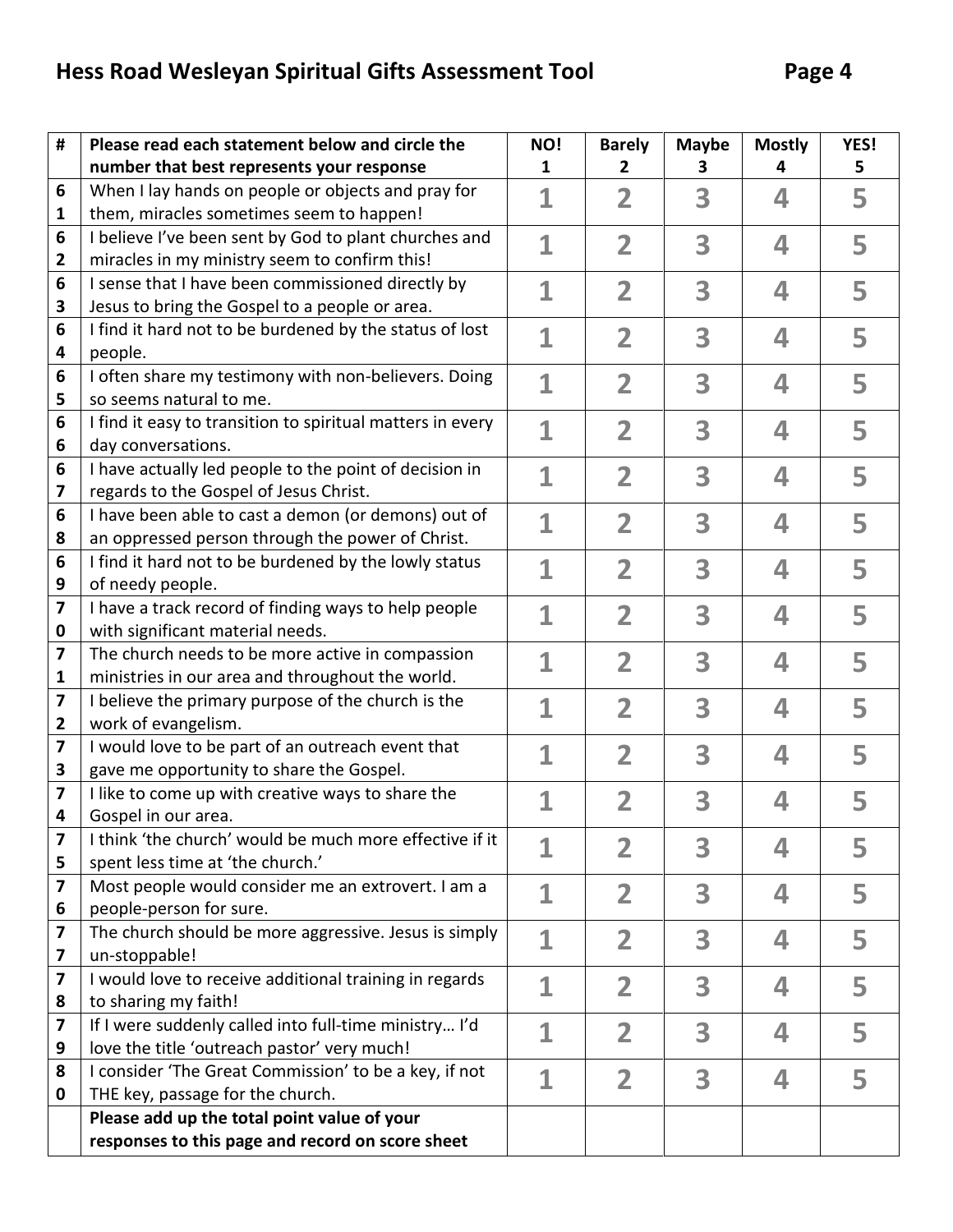## Hess Road Wesleyan Spiritual Gifts Assessment Tool

| # | Please read each statement below and circle the number that best represents your response | NO! 1 | Barely 2 | Maybe 3 | Mostly 4 | YES! 5 |
|---|---|---|---|---|---|---|
| 61 | When I lay hands on people or objects and pray for them, miracles sometimes seem to happen! | 1 | 2 | 3 | 4 | 5 |
| 62 | I believe I've been sent by God to plant churches and miracles in my ministry seem to confirm this! | 1 | 2 | 3 | 4 | 5 |
| 63 | I sense that I have been commissioned directly by Jesus to bring the Gospel to a people or area. | 1 | 2 | 3 | 4 | 5 |
| 64 | I find it hard not to be burdened by the status of lost people. | 1 | 2 | 3 | 4 | 5 |
| 65 | I often share my testimony with non-believers. Doing so seems natural to me. | 1 | 2 | 3 | 4 | 5 |
| 66 | I find it easy to transition to spiritual matters in every day conversations. | 1 | 2 | 3 | 4 | 5 |
| 67 | I have actually led people to the point of decision in regards to the Gospel of Jesus Christ. | 1 | 2 | 3 | 4 | 5 |
| 68 | I have been able to cast a demon (or demons) out of an oppressed person through the power of Christ. | 1 | 2 | 3 | 4 | 5 |
| 69 | I find it hard not to be burdened by the lowly status of needy people. | 1 | 2 | 3 | 4 | 5 |
| 70 | I have a track record of finding ways to help people with significant material needs. | 1 | 2 | 3 | 4 | 5 |
| 71 | The church needs to be more active in compassion ministries in our area and throughout the world. | 1 | 2 | 3 | 4 | 5 |
| 72 | I believe the primary purpose of the church is the work of evangelism. | 1 | 2 | 3 | 4 | 5 |
| 73 | I would love to be part of an outreach event that gave me opportunity to share the Gospel. | 1 | 2 | 3 | 4 | 5 |
| 74 | I like to come up with creative ways to share the Gospel in our area. | 1 | 2 | 3 | 4 | 5 |
| 75 | I think 'the church' would be much more effective if it spent less time at 'the church.' | 1 | 2 | 3 | 4 | 5 |
| 76 | Most people would consider me an extrovert. I am a people-person for sure. | 1 | 2 | 3 | 4 | 5 |
| 77 | The church should be more aggressive. Jesus is simply un-stoppable! | 1 | 2 | 3 | 4 | 5 |
| 78 | I would love to receive additional training in regards to sharing my faith! | 1 | 2 | 3 | 4 | 5 |
| 79 | If I were suddenly called into full-time ministry… I'd love the title 'outreach pastor' very much! | 1 | 2 | 3 | 4 | 5 |
| 80 | I consider 'The Great Commission' to be a key, if not THE key, passage for the church. | 1 | 2 | 3 | 4 | 5 |
| | **Please add up the total point value of your responses to this page and record on score sheet** | | | | | |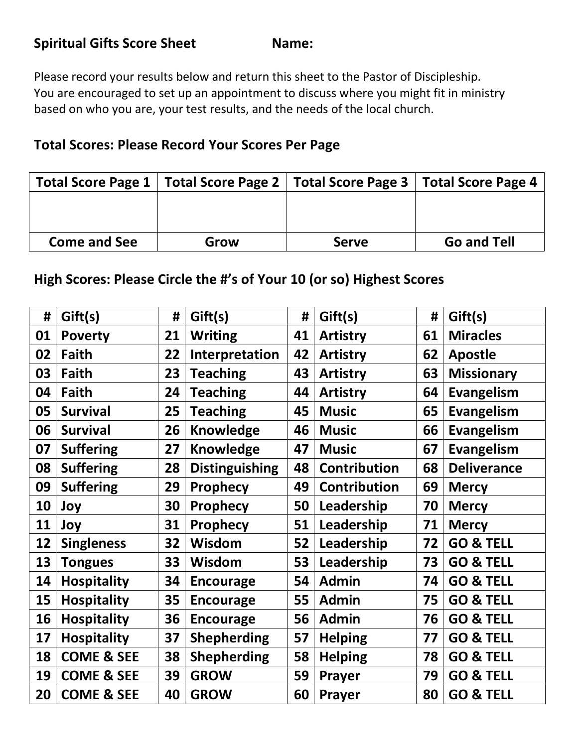**Spiritual Gifts Score Sheet** **Name:**

Please record your results below and return this sheet to the Pastor of Discipleship. You are encouraged to set up an appointment to discuss where you might fit in ministry based on who you are, your test results, and the needs of the local church.

**Total Scores: Please Record Your Scores Per Page**

| Total Score Page 1 | Total Score Page 2 | Total Score Page 3 | Total Score Page 4 |
|---|---|---|---|
| | | | |
| Come and See | Grow | Serve | Go and Tell |

**High Scores: Please Circle the #'s of Your 10 (or so) Highest Scores**

| # | Gift(s) | # | Gift(s) | # | Gift(s) | # | Gift(s) |
|---|---|---|---|---|---|---|---|
| 01 | Poverty | 21 | Writing | 41 | Artistry | 61 | Miracles |
| 02 | Faith | 22 | Interpretation | 42 | Artistry | 62 | Apostle |
| 03 | Faith | 23 | Teaching | 43 | Artistry | 63 | Missionary |
| 04 | Faith | 24 | Teaching | 44 | Artistry | 64 | Evangelism |
| 05 | Survival | 25 | Teaching | 45 | Music | 65 | Evangelism |
| 06 | Survival | 26 | Knowledge | 46 | Music | 66 | Evangelism |
| 07 | Suffering | 27 | Knowledge | 47 | Music | 67 | Evangelism |
| 08 | Suffering | 28 | Distinguishing | 48 | Contribution | 68 | Deliverance |
| 09 | Suffering | 29 | Prophecy | 49 | Contribution | 69 | Mercy |
| 10 | Joy | 30 | Prophecy | 50 | Leadership | 70 | Mercy |
| 11 | Joy | 31 | Prophecy | 51 | Leadership | 71 | Mercy |
| 12 | Singleness | 32 | Wisdom | 52 | Leadership | 72 | GO & TELL |
| 13 | Tongues | 33 | Wisdom | 53 | Leadership | 73 | GO & TELL |
| 14 | Hospitality | 34 | Encourage | 54 | Admin | 74 | GO & TELL |
| 15 | Hospitality | 35 | Encourage | 55 | Admin | 75 | GO & TELL |
| 16 | Hospitality | 36 | Encourage | 56 | Admin | 76 | GO & TELL |
| 17 | Hospitality | 37 | Shepherding | 57 | Helping | 77 | GO & TELL |
| 18 | COME & SEE | 38 | Shepherding | 58 | Helping | 78 | GO & TELL |
| 19 | COME & SEE | 39 | GROW | 59 | Prayer | 79 | GO & TELL |
| 20 | COME & SEE | 40 | GROW | 60 | Prayer | 80 | GO & TELL |